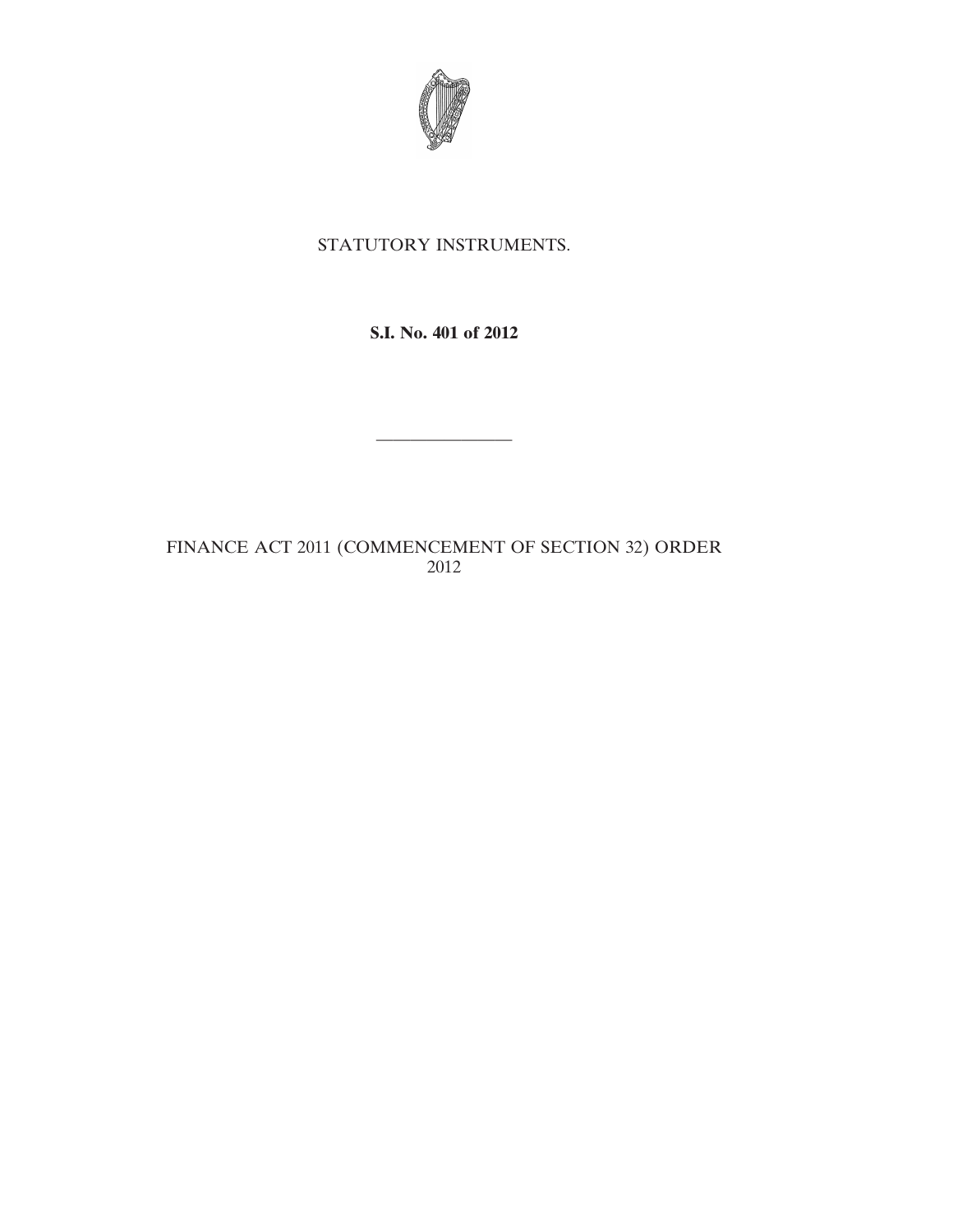STATUTORY INSTRUMENTS.

**S.I. No. 401 of 2012**

---

FINANCE ACT 2011 (COMMENCEMENT OF SECTION 32) ORDER 2012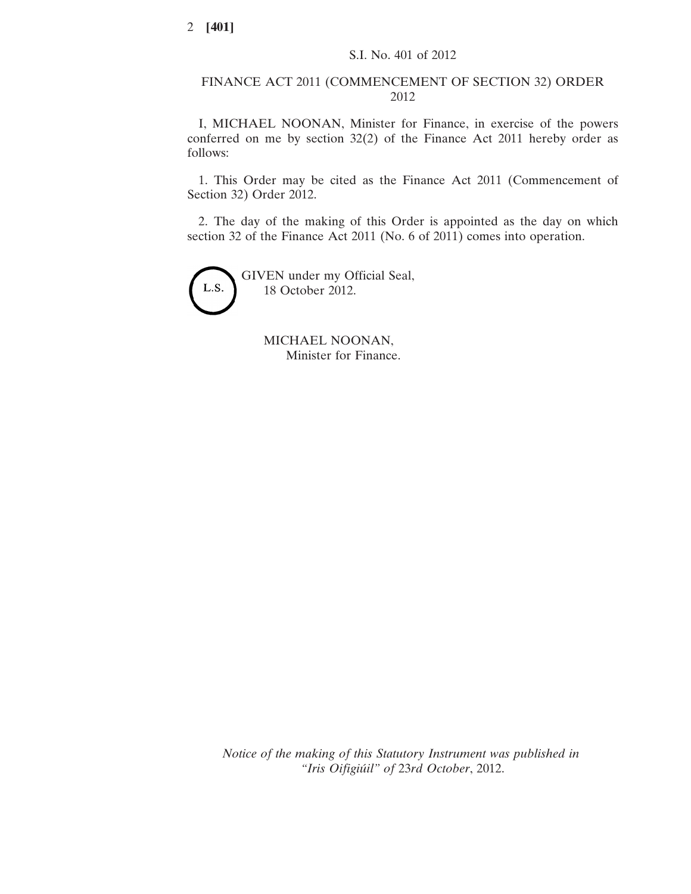S.I. No. 401 of 2012

# FINANCE ACT 2011 (COMMENCEMENT OF SECTION 32) ORDER 2012

I, MICHAEL NOONAN, Minister for Finance, in exercise of the powers conferred on me by section 32(2) of the Finance Act 2011 hereby order as follows:

1. This Order may be cited as the Finance Act 2011 (Commencement of Section 32) Order 2012.

2. The day of the making of this Order is appointed as the day on which section 32 of the Finance Act 2011 (No. 6 of 2011) comes into operation.

L.S.

GIVEN under my Official Seal,
18 October 2012.

MICHAEL NOONAN,
Minister for Finance.

*Notice of the making of this Statutory Instrument was published in "Iris Oifigiúil" of 23rd October*, 2012.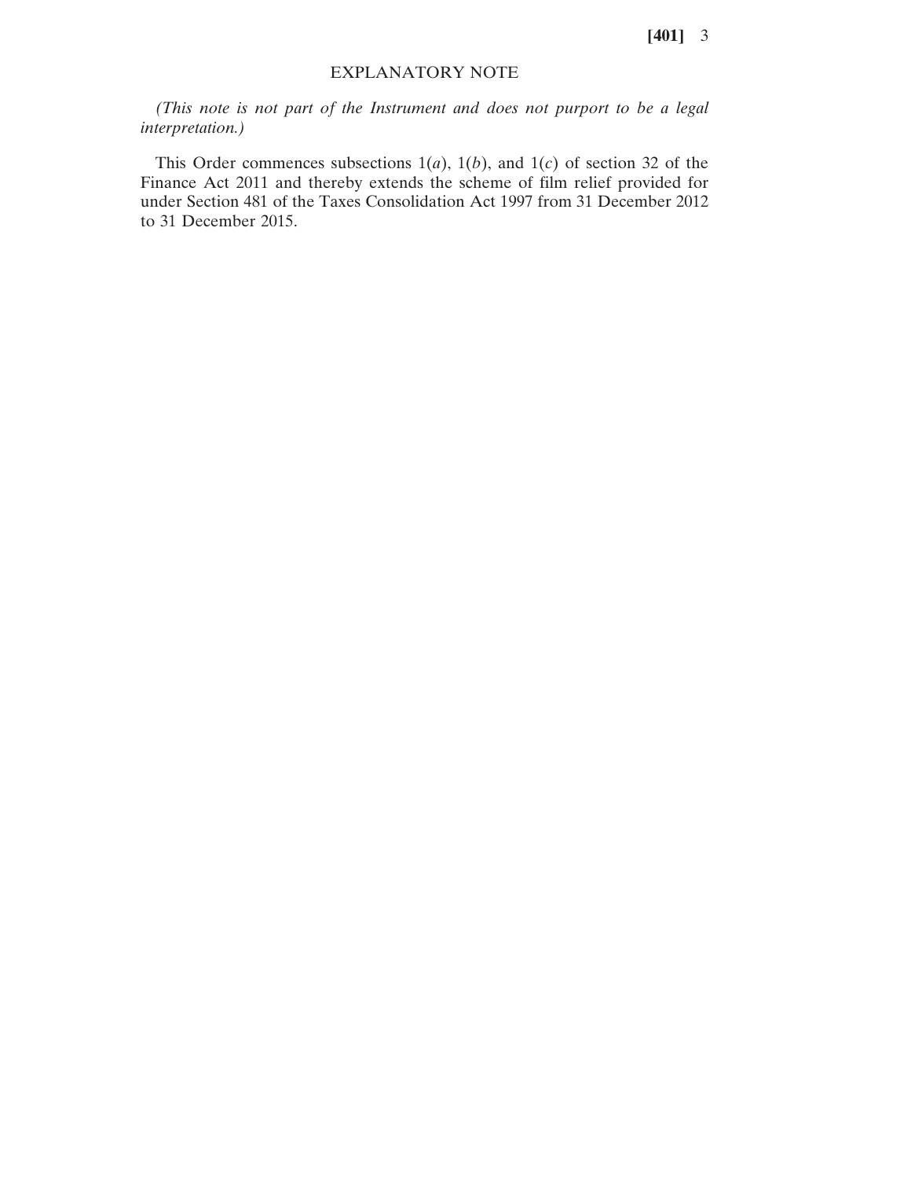# EXPLANATORY NOTE

*(This note is not part of the Instrument and does not purport to be a legal interpretation.)*

This Order commences subsections 1(*a*), 1(*b*), and 1(*c*) of section 32 of the Finance Act 2011 and thereby extends the scheme of film relief provided for under Section 481 of the Taxes Consolidation Act 1997 from 31 December 2012 to 31 December 2015.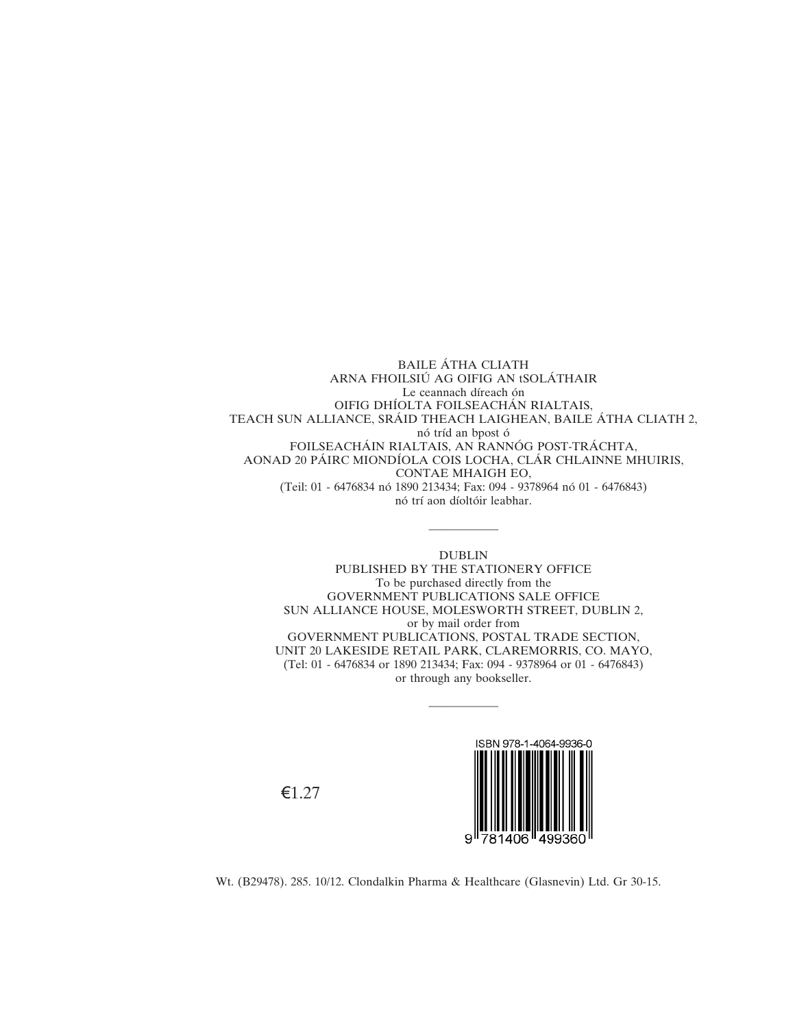BAILE ÁTHA CLIATH
ARNA FHOILSIÚ AG OIFIG AN tSOLÁTHAIR
Le ceannach díreach ón
OIFIG DHÍOLTA FOILSEACHÁN RIALTAIS,
TEACH SUN ALLIANCE, SRÁID THEACH LAIGHEAN, BAILE ÁTHA CLIATH 2,
nó tríd an bpost ó
FOILSEACHÁIN RIALTAIS, AN RANNÓG POST-TRÁCHTA,
AONAD 20 PÁIRC MIONDÍOLA COIS LOCHA, CLÁR CHLAINNE MHUIRIS,
CONTAE MHAIGH EO,
(Teil: 01 - 6476834 nó 1890 213434; Fax: 094 - 9378964 nó 01 - 6476843)
nó trí aon díoltóir leabhar.

---

DUBLIN
PUBLISHED BY THE STATIONERY OFFICE
To be purchased directly from the
GOVERNMENT PUBLICATIONS SALE OFFICE
SUN ALLIANCE HOUSE, MOLESWORTH STREET, DUBLIN 2,
or by mail order from
GOVERNMENT PUBLICATIONS, POSTAL TRADE SECTION,
UNIT 20 LAKESIDE RETAIL PARK, CLAREMORRIS, CO. MAYO,
(Tel: 01 - 6476834 or 1890 213434; Fax: 094 - 9378964 or 01 - 6476843)
or through any bookseller.

---

€1.27

ISBN 978-1-4064-9936-0

9 781406 499360

Wt. (B29478). 285. 10/12. Clondalkin Pharma & Healthcare (Glasnevin) Ltd. Gr 30-15.